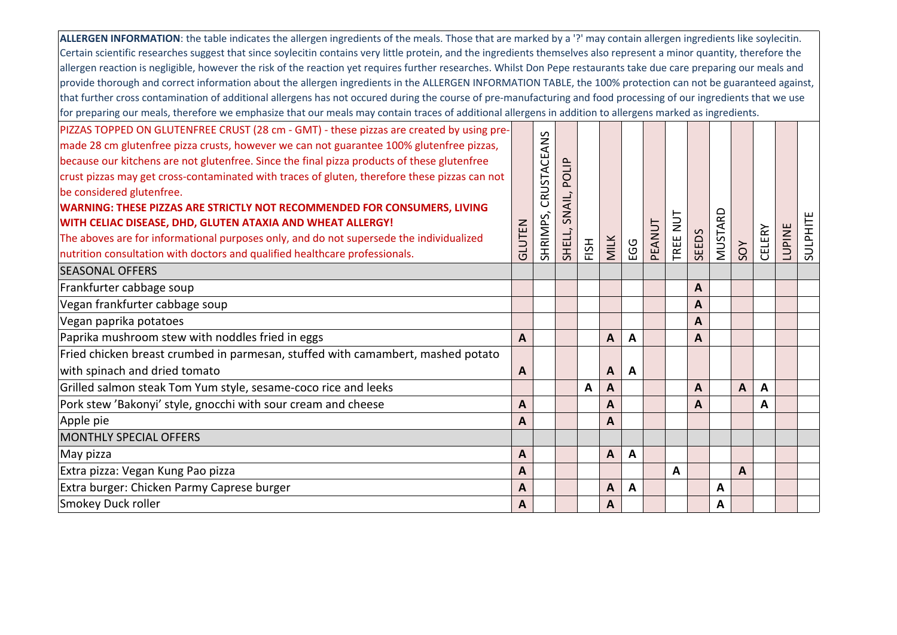**ALLERGEN INFORMATION**: the table indicates the allergen ingredients of the meals. Those that are marked by a '?' may contain allergen ingredients like soylecitin. Certain scientific researches suggest that since soylecitin contains very little protein, and the ingredients themselves also represent a minor quantity, therefore the allergen reaction is negligible, however the risk of the reaction yet requires further researches. Whilst Don Pepe restaurants take due care preparing our meals and provide thorough and correct information about the allergen ingredients in the ALLERGEN INFORMATION TABLE, the 100% protection can not be guaranteed against, that further cross contamination of additional allergens has not occured during the course of pre-manufacturing and food processing of our ingredients that we use for preparing our meals, therefore we emphasize that our meals may contain traces of additional allergens in addition to allergens marked as ingredients.

PIZZAS TOPPED ON GLUTENFREE CRUST (28 cm - GMT) - these pizzas are created by using pre-made 28 cm glutenfree pizza crusts, however we can not guarantee 100% glutenfree pizzas, because our kitchens are not glutenfree. Since the final pizza products of these glutenfree crust pizzas may get cross-contaminated with traces of gluten, therefore these pizzas can not be considered glutenfree.

**WARNING: THESE PIZZAS ARE STRICTLY NOT RECOMMENDED FOR CONSUMERS, LIVING WITH CELIAC DISEASE, DHD, GLUTEN ATAXIA AND WHEAT ALLERGY!**

The aboves are for informational purposes only, and do not supersede the individualized nutrition consultation with doctors and qualified healthcare professionals.

| | GLUTEN | SHRIMPS, CRUSTACEANS | SHELL, SNAIL, POLIP | FISH | MILK | EGG | PEANUT | TREE NUT | SEEDS | MUSTARD | SOY | CELERY | LUPINE | SULPHITE |
|---|---|---|---|---|---|---|---|---|---|---|---|---|---|---|
| SEASONAL OFFERS | | | | | | | | | | | | | | |
| Frankfurter cabbage soup | | | | | | | | | A | | | | | |
| Vegan frankfurter cabbage soup | | | | | | | | | A | | | | | |
| Vegan paprika potatoes | | | | | | | | | A | | | | | |
| Paprika mushroom stew with noddles fried in eggs | A | | | | A | A | | | A | | | | | |
| Fried chicken breast crumbed in parmesan, stuffed with camambert, mashed potato with spinach and dried tomato | A | | | | A | A | | | | | | | | |
| Grilled salmon steak Tom Yum style, sesame-coco rice and leeks | | | | A | A | | | | A | | A | A | | |
| Pork stew 'Bakonyi' style, gnocchi with sour cream and cheese | A | | | | A | | | | A | | | A | | |
| Apple pie | A | | | | A | | | | | | | | | |
| MONTHLY SPECIAL OFFERS | | | | | | | | | | | | | | |
| May pizza | A | | | | A | A | | | | | | | | |
| Extra pizza: Vegan Kung Pao pizza | A | | | | | | | A | | | A | | | |
| Extra burger: Chicken Parmy Caprese burger | A | | | | A | A | | | | A | | | | |
| Smokey Duck roller | A | | | | A | | | | | A | | | | |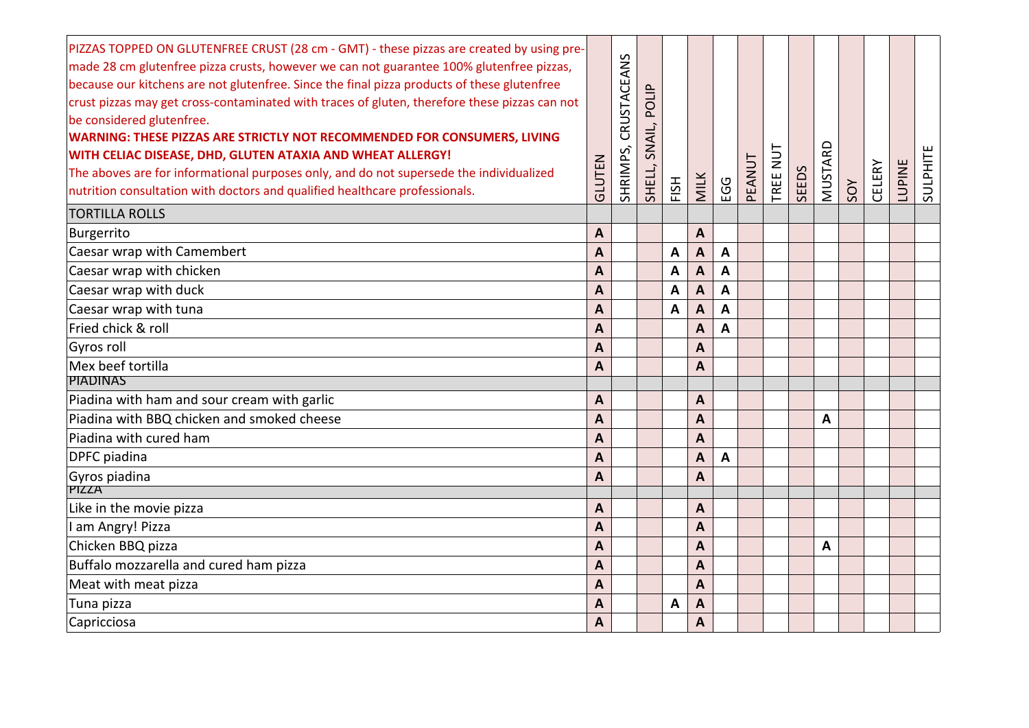| PIZZAS TOPPED ON GLUTENFREE CRUST (28 cm - GMT) - these pizzas are created by using pre-made 28 cm glutenfree pizza crusts, however we can not guarantee 100% glutenfree pizzas, because our kitchens are not glutenfree. Since the final pizza products of these glutenfree crust pizzas may get cross-contaminated with traces of gluten, therefore these pizzas can not be considered glutenfree. **WARNING: THESE PIZZAS ARE STRICTLY NOT RECOMMENDED FOR CONSUMERS, LIVING WITH CELIAC DISEASE, DHD, GLUTEN ATAXIA AND WHEAT ALLERGY!** The aboves are for informational purposes only, and do not supersede the individualized nutrition consultation with doctors and qualified healthcare professionals. | GLUTEN | SHRIMPS, CRUSTACEANS | SHELL, SNAIL, POLIP | FISH | MILK | EGG | PEANUT | TREE NUT | SEEDS | MUSTARD | SOY | CELERY | LUPINE | SULPHITE |
|---|---|---|---|---|---|---|---|---|---|---|---|---|---|---|
| **TORTILLA ROLLS** | | | | | | | | | | | | | | |
| Burgerrito | A | | | | A | | | | | | | | | |
| Caesar wrap with Camembert | A | | | A | A | A | | | | | | | | |
| Caesar wrap with chicken | A | | | A | A | A | | | | | | | | |
| Caesar wrap with duck | A | | | A | A | A | | | | | | | | |
| Caesar wrap with tuna | A | | | A | A | A | | | | | | | | |
| Fried chick & roll | A | | | | A | A | | | | | | | | |
| Gyros roll | A | | | | A | | | | | | | | | |
| Mex beef tortilla | A | | | | A | | | | | | | | | |
| **PIADINAS** | | | | | | | | | | | | | | |
| Piadina with ham and sour cream with garlic | A | | | | A | | | | | | | | | |
| Piadina with BBQ chicken and smoked cheese | A | | | | A | | | | | A | | | | |
| Piadina with cured ham | A | | | | A | | | | | | | | | |
| DPFC piadina | A | | | | A | A | | | | | | | | |
| Gyros piadina | A | | | | A | | | | | | | | | |
| **PIZZA** | | | | | | | | | | | | | | |
| Like in the movie pizza | A | | | | A | | | | | | | | | |
| I am Angry! Pizza | A | | | | A | | | | | | | | | |
| Chicken BBQ pizza | A | | | | A | | | | | A | | | | |
| Buffalo mozzarella and cured ham pizza | A | | | | A | | | | | | | | | |
| Meat with meat pizza | A | | | | A | | | | | | | | | |
| Tuna pizza | A | | | A | A | | | | | | | | | |
| Capricciosa | A | | | | A | | | | | | | | | |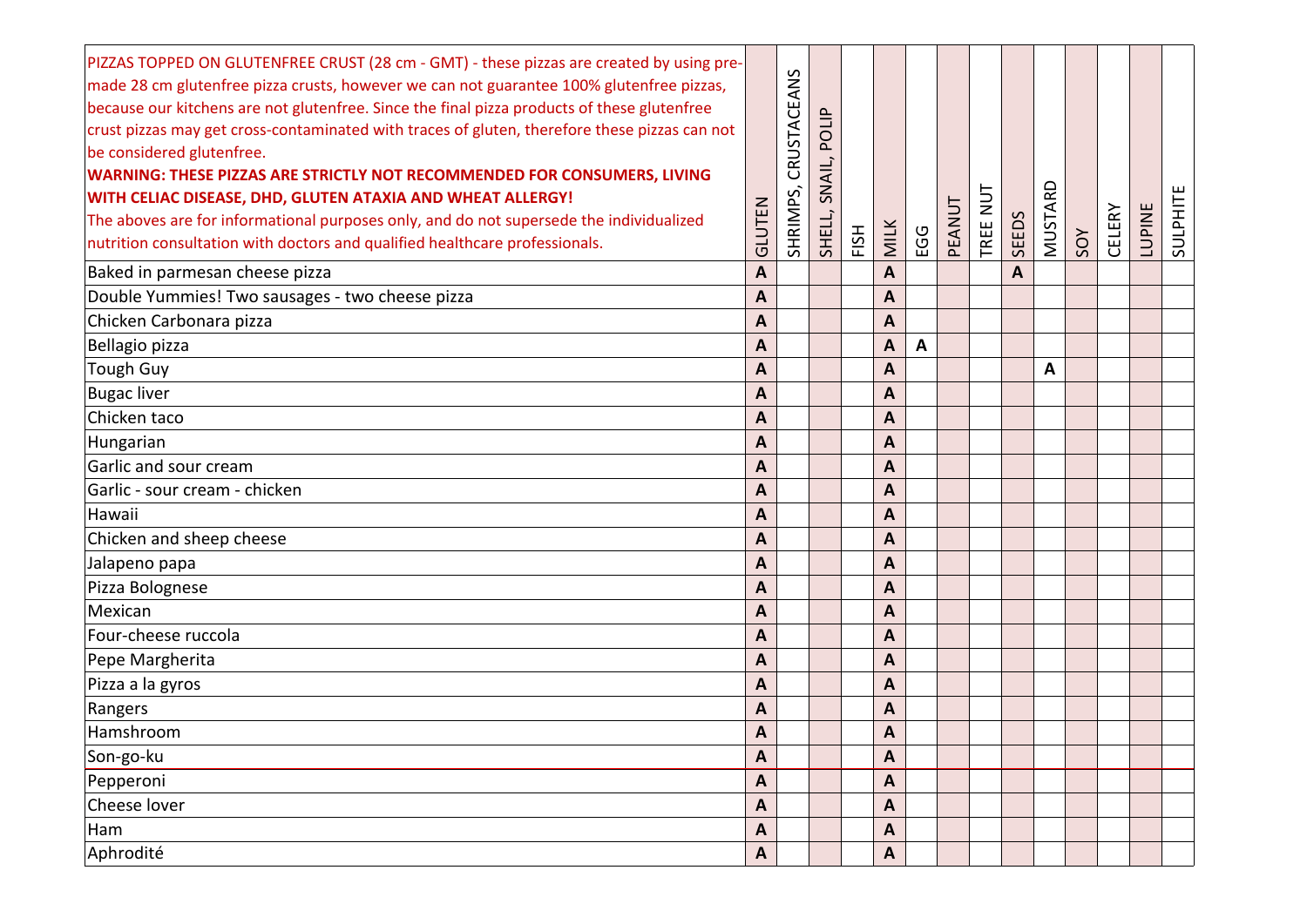| PIZZAS TOPPED ON GLUTENFREE CRUST (28 cm - GMT) - these pizzas are created by using pre-made 28 cm glutenfree pizza crusts, however we can not guarantee 100% glutenfree pizzas, because our kitchens are not glutenfree. Since the final pizza products of these glutenfree crust pizzas may get cross-contaminated with traces of gluten, therefore these pizzas can not be considered glutenfree. **WARNING: THESE PIZZAS ARE STRICTLY NOT RECOMMENDED FOR CONSUMERS, LIVING WITH CELIAC DISEASE, DHD, GLUTEN ATAXIA AND WHEAT ALLERGY!** The aboves are for informational purposes only, and do not supersede the individualized nutrition consultation with doctors and qualified healthcare professionals. | GLUTEN | SHRIMPS, CRUSTACEANS | SHELL, SNAIL, POLIP | FISH | MILK | EGG | PEANUT | TREE NUT | SEEDS | MUSTARD | SOY | CELERY | LUPINE | SULPHITE |
|---|---|---|---|---|---|---|---|---|---|---|---|---|---|---|
| Baked in parmesan cheese pizza | A | | | | A | | | | A | | | | | |
| Double Yummies! Two sausages - two cheese pizza | A | | | | A | | | | | | | | | |
| Chicken Carbonara pizza | A | | | | A | | | | | | | | | |
| Bellagio pizza | A | | | | A | A | | | | | | | | |
| Tough Guy | A | | | | A | | | | | A | | | | |
| Bugac liver | A | | | | A | | | | | | | | | |
| Chicken taco | A | | | | A | | | | | | | | | |
| Hungarian | A | | | | A | | | | | | | | | |
| Garlic and sour cream | A | | | | A | | | | | | | | | |
| Garlic - sour cream - chicken | A | | | | A | | | | | | | | | |
| Hawaii | A | | | | A | | | | | | | | | |
| Chicken and sheep cheese | A | | | | A | | | | | | | | | |
| Jalapeno papa | A | | | | A | | | | | | | | | |
| Pizza Bolognese | A | | | | A | | | | | | | | | |
| Mexican | A | | | | A | | | | | | | | | |
| Four-cheese ruccola | A | | | | A | | | | | | | | | |
| Pepe Margherita | A | | | | A | | | | | | | | | |
| Pizza a la gyros | A | | | | A | | | | | | | | | |
| Rangers | A | | | | A | | | | | | | | | |
| Hamshroom | A | | | | A | | | | | | | | | |
| Son-go-ku | A | | | | A | | | | | | | | | |
| Pepperoni | A | | | | A | | | | | | | | | |
| Cheese lover | A | | | | A | | | | | | | | | |
| Ham | A | | | | A | | | | | | | | | |
| Aphrodité | A | | | | A | | | | | | | | | |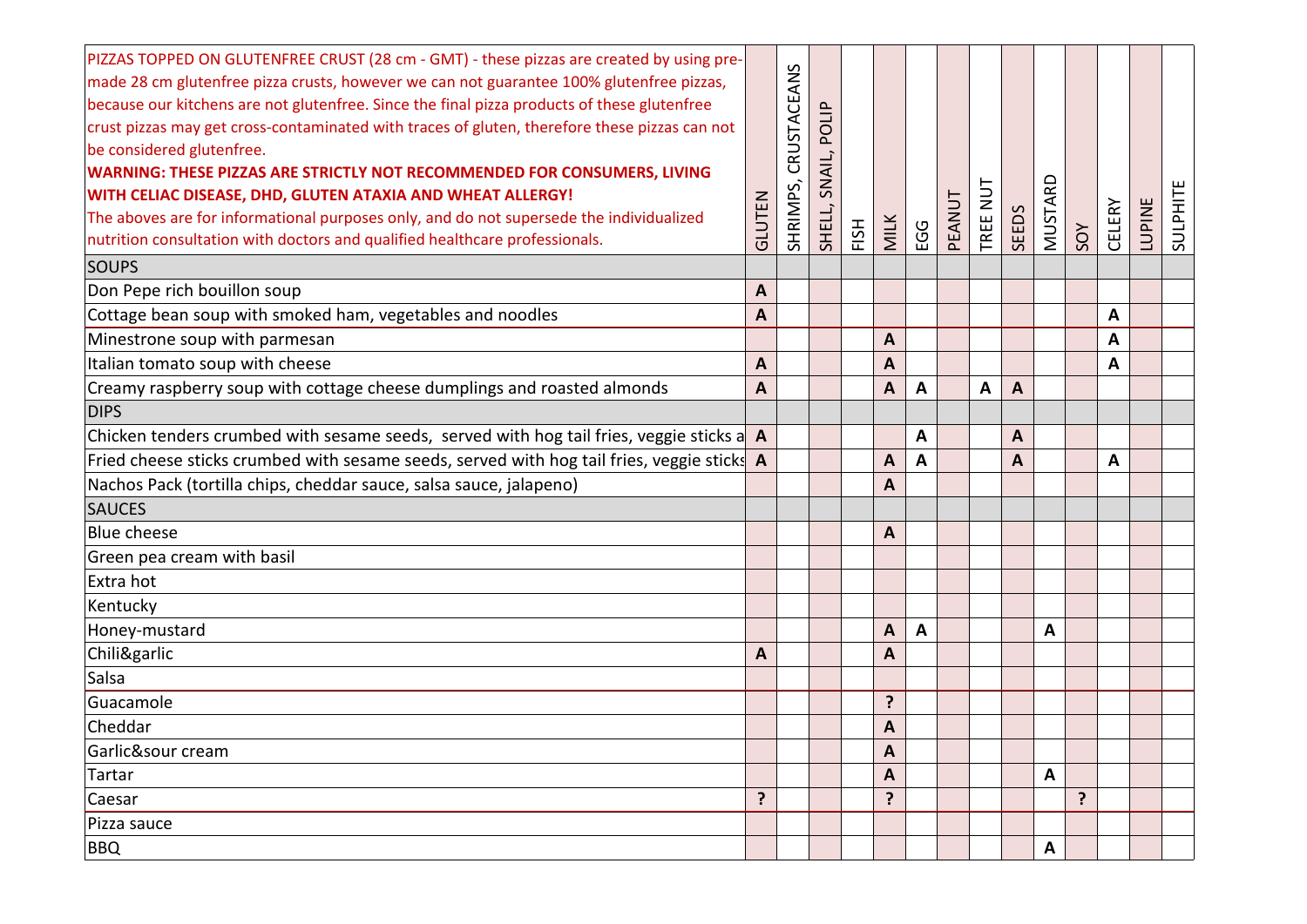| PIZZAS TOPPED ON GLUTENFREE CRUST (28 cm - GMT) - these pizzas are created by using pre-made 28 cm glutenfree pizza crusts, however we can not guarantee 100% glutenfree pizzas, because our kitchens are not glutenfree. Since the final pizza products of these glutenfree crust pizzas may get cross-contaminated with traces of gluten, therefore these pizzas can not be considered glutenfree. **WARNING: THESE PIZZAS ARE STRICTLY NOT RECOMMENDED FOR CONSUMERS, LIVING WITH CELIAC DISEASE, DHD, GLUTEN ATAXIA AND WHEAT ALLERGY!** The aboves are for informational purposes only, and do not supersede the individualized nutrition consultation with doctors and qualified healthcare professionals. | GLUTEN | SHRIMPS, CRUSTACEANS | SHELL, SNAIL, POLIP | FISH | MILK | EGG | PEANUT | TREE NUT | SEEDS | MUSTARD | SOY | CELERY | LUPINE | SULPHITE |
|---|---|---|---|---|---|---|---|---|---|---|---|---|---|---|
| SOUPS | | | | | | | | | | | | | | |
| Don Pepe rich bouillon soup | A | | | | | | | | | | | | | |
| Cottage bean soup with smoked ham, vegetables and noodles | A | | | | | | | | | | | A | | |
| Minestrone soup with parmesan | | | | | A | | | | | | | A | | |
| Italian tomato soup with cheese | A | | | | A | | | | | | | A | | |
| Creamy raspberry soup with cottage cheese dumplings and roasted almonds | A | | | | A | A | | A | A | | | | | |
| DIPS | | | | | | | | | | | | | | |
| Chicken tenders crumbed with sesame seeds, served with hog tail fries, veggie sticks a | A | | | | | A | | | A | | | | | |
| Fried cheese sticks crumbed with sesame seeds, served with hog tail fries, veggie sticks | A | | | | A | A | | | A | | | A | | |
| Nachos Pack (tortilla chips, cheddar sauce, salsa sauce, jalapeno) | | | | | A | | | | | | | | | |
| SAUCES | | | | | | | | | | | | | | |
| Blue cheese | | | | | A | | | | | | | | | |
| Green pea cream with basil | | | | | | | | | | | | | | |
| Extra hot | | | | | | | | | | | | | | |
| Kentucky | | | | | | | | | | | | | | |
| Honey-mustard | | | | | A | A | | | | A | | | | |
| Chili&garlic | A | | | | A | | | | | | | | | |
| Salsa | | | | | | | | | | | | | | |
| Guacamole | | | | | ? | | | | | | | | | |
| Cheddar | | | | | A | | | | | | | | | |
| Garlic&sour cream | | | | | A | | | | | | | | | |
| Tartar | | | | | A | | | | | A | | | | |
| Caesar | ? | | | | ? | | | | | | ? | | | |
| Pizza sauce | | | | | | | | | | | | | | |
| BBQ | | | | | | | | | | A | | | | |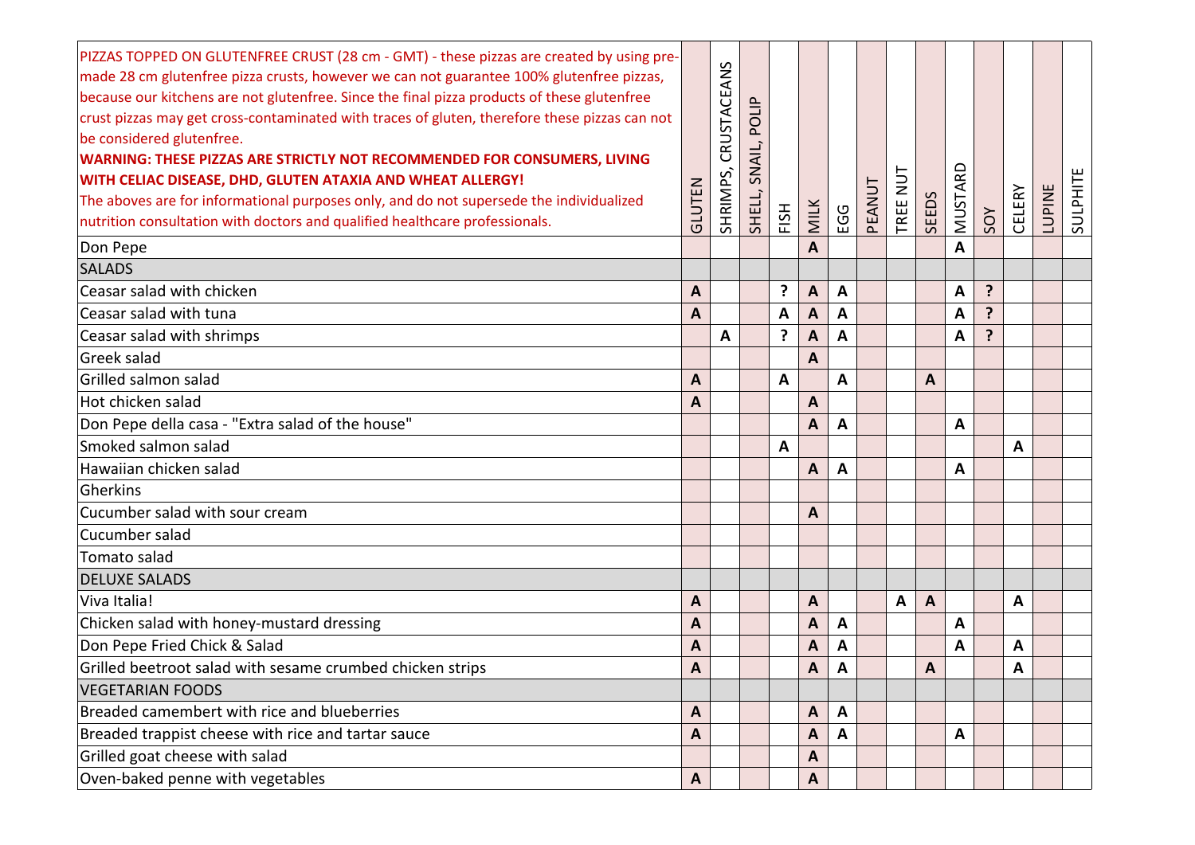| PIZZAS TOPPED ON GLUTENFREE CRUST (28 cm - GMT) - these pizzas are created by using pre-made 28 cm glutenfree pizza crusts, however we can not guarantee 100% glutenfree pizzas, because our kitchens are not glutenfree. Since the final pizza products of these glutenfree crust pizzas may get cross-contaminated with traces of gluten, therefore these pizzas can not be considered glutenfree. **WARNING: THESE PIZZAS ARE STRICTLY NOT RECOMMENDED FOR CONSUMERS, LIVING WITH CELIAC DISEASE, DHD, GLUTEN ATAXIA AND WHEAT ALLERGY!** The aboves are for informational purposes only, and do not supersede the individualized nutrition consultation with doctors and qualified healthcare professionals. | GLUTEN | SHRIMPS, CRUSTACEANS | SHELL, SNAIL, POLIP | FISH | MILK | EGG | PEANUT | TREE NUT | SEEDS | MUSTARD | SOY | CELERY | LUPINE | SULPHITE |
|---|---|---|---|---|---|---|---|---|---|---|---|---|---|---|
| Don Pepe | | | | | A | | | | | A | | | | |
| **SALADS** | | | | | | | | | | | | | | |
| Ceasar salad with chicken | A | | | ? | A | A | | | | A | ? | | | |
| Ceasar salad with tuna | A | | | A | A | A | | | | A | ? | | | |
| Ceasar salad with shrimps | | A | | ? | A | A | | | | A | ? | | | |
| Greek salad | | | | | A | | | | | | | | | |
| Grilled salmon salad | A | | | A | | A | | | A | | | | | |
| Hot chicken salad | A | | | | A | | | | | | | | | |
| Don Pepe della casa - "Extra salad of the house" | | | | | A | A | | | | A | | | | |
| Smoked salmon salad | | | | A | | | | | | | | A | | |
| Hawaiian chicken salad | | | | | A | A | | | | A | | | | |
| Gherkins | | | | | | | | | | | | | | |
| Cucumber salad with sour cream | | | | | A | | | | | | | | | |
| Cucumber salad | | | | | | | | | | | | | | |
| Tomato salad | | | | | | | | | | | | | | |
| **DELUXE SALADS** | | | | | | | | | | | | | | |
| Viva Italia! | A | | | | A | | | A | A | | | A | | |
| Chicken salad with honey-mustard dressing | A | | | | A | A | | | | A | | | | |
| Don Pepe Fried Chick & Salad | A | | | | A | A | | | | A | | A | | |
| Grilled beetroot salad with sesame crumbed chicken strips | A | | | | A | A | | | A | | | A | | |
| **VEGETARIAN FOODS** | | | | | | | | | | | | | | |
| Breaded camembert with rice and blueberries | A | | | | A | A | | | | | | | | |
| Breaded trappist cheese with rice and tartar sauce | A | | | | A | A | | | | A | | | | |
| Grilled goat cheese with salad | | | | | A | | | | | | | | | |
| Oven-baked penne with vegetables | A | | | | A | | | | | | | | | |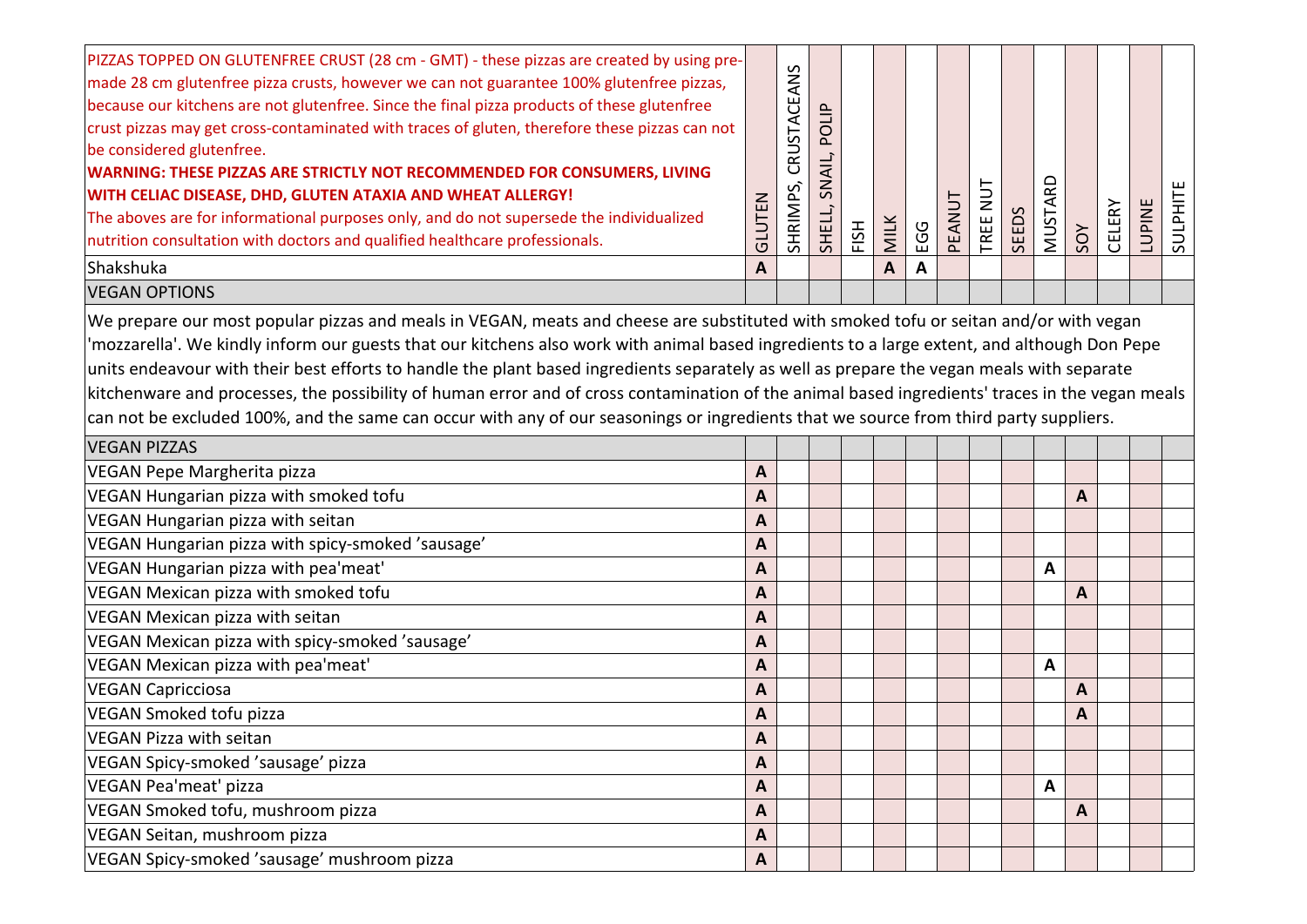| PIZZAS TOPPED ON GLUTENFREE CRUST (28 cm - GMT) - these pizzas are created by using pre-made 28 cm glutenfree pizza crusts, however we can not guarantee 100% glutenfree pizzas, because our kitchens are not glutenfree. Since the final pizza products of these glutenfree crust pizzas may get cross-contaminated with traces of gluten, therefore these pizzas can not be considered glutenfree.<br>**WARNING: THESE PIZZAS ARE STRICTLY NOT RECOMMENDED FOR CONSUMERS, LIVING WITH CELIAC DISEASE, DHD, GLUTEN ATAXIA AND WHEAT ALLERGY!**<br>The aboves are for informational purposes only, and do not supersede the individualized nutrition consultation with doctors and qualified healthcare professionals. | GLUTEN | SHRIMPS, CRUSTACEANS | SHELL, SNAIL, POLIP | FISH | MILK | EGG | PEANUT | TREE NUT | SEEDS | MUSTARD | SOY | CELERY | LUPINE | SULPHITE |
|---|---|---|---|---|---|---|---|---|---|---|---|---|---|---|
| Shakshuka | **A** | | | | **A** | **A** | | | | | | | | |
| VEGAN OPTIONS | | | | | | | | | | | | | | |

We prepare our most popular pizzas and meals in VEGAN, meats and cheese are substituted with smoked tofu or seitan and/or with vegan 'mozzarella'. We kindly inform our guests that our kitchens also work with animal based ingredients to a large extent, and although Don Pepe units endeavour with their best efforts to handle the plant based ingredients separately as well as prepare the vegan meals with separate kitchenware and processes, the possibility of human error and of cross contamination of the animal based ingredients' traces in the vegan meals can not be excluded 100%, and the same can occur with any of our seasonings or ingredients that we source from third party suppliers.

| VEGAN PIZZAS | GLUTEN | SHRIMPS, CRUSTACEANS | SHELL, SNAIL, POLIP | FISH | MILK | EGG | PEANUT | TREE NUT | SEEDS | MUSTARD | SOY | CELERY | LUPINE | SULPHITE |
|---|---|---|---|---|---|---|---|---|---|---|---|---|---|---|
| VEGAN Pepe Margherita pizza | **A** | | | | | | | | | | | | | |
| VEGAN Hungarian pizza with smoked tofu | **A** | | | | | | | | | | **A** | | | |
| VEGAN Hungarian pizza with seitan | **A** | | | | | | | | | | | | | |
| VEGAN Hungarian pizza with spicy-smoked 'sausage' | **A** | | | | | | | | | | | | | |
| VEGAN Hungarian pizza with pea'meat' | **A** | | | | | | | | | **A** | | | | |
| VEGAN Mexican pizza with smoked tofu | **A** | | | | | | | | | | **A** | | | |
| VEGAN Mexican pizza with seitan | **A** | | | | | | | | | | | | | |
| VEGAN Mexican pizza with spicy-smoked 'sausage' | **A** | | | | | | | | | | | | | |
| VEGAN Mexican pizza with pea'meat' | **A** | | | | | | | | | **A** | | | | |
| VEGAN Capricciosa | **A** | | | | | | | | | | **A** | | | |
| VEGAN Smoked tofu pizza | **A** | | | | | | | | | | **A** | | | |
| VEGAN Pizza with seitan | **A** | | | | | | | | | | | | | |
| VEGAN Spicy-smoked 'sausage' pizza | **A** | | | | | | | | | | | | | |
| VEGAN Pea'meat' pizza | **A** | | | | | | | | | **A** | | | | |
| VEGAN Smoked tofu, mushroom pizza | **A** | | | | | | | | | | **A** | | | |
| VEGAN Seitan, mushroom pizza | **A** | | | | | | | | | | | | | |
| VEGAN Spicy-smoked 'sausage' mushroom pizza | **A** | | | | | | | | | | | | | |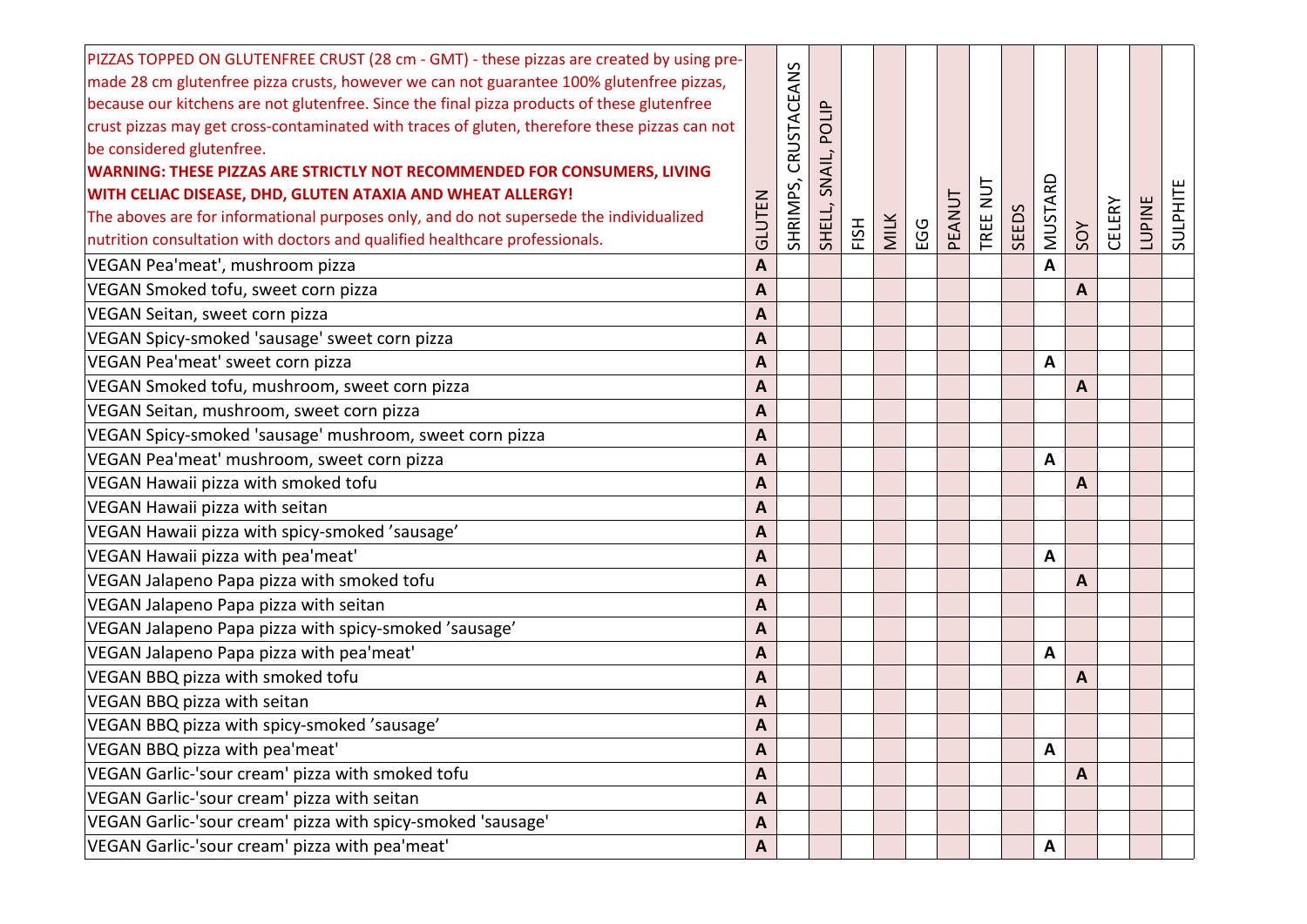| PIZZAS TOPPED ON GLUTENFREE CRUST (28 cm - GMT) - these pizzas are created by using pre-made 28 cm glutenfree pizza crusts, however we can not guarantee 100% glutenfree pizzas, because our kitchens are not glutenfree. Since the final pizza products of these glutenfree crust pizzas may get cross-contaminated with traces of gluten, therefore these pizzas can not be considered glutenfree. **WARNING: THESE PIZZAS ARE STRICTLY NOT RECOMMENDED FOR CONSUMERS, LIVING WITH CELIAC DISEASE, DHD, GLUTEN ATAXIA AND WHEAT ALLERGY!** The aboves are for informational purposes only, and do not supersede the individualized nutrition consultation with doctors and qualified healthcare professionals. | GLUTEN | SHRIMPS, CRUSTACEANS | SHELL, SNAIL, POLIP | FISH | MILK | EGG | PEANUT | TREE NUT | SEEDS | MUSTARD | SOY | CELERY | LUPINE | SULPHITE |
|---|---|---|---|---|---|---|---|---|---|---|---|---|---|---|
| VEGAN Pea'meat', mushroom pizza | **A** | | | | | | | | | **A** | | | | |
| VEGAN Smoked tofu, sweet corn pizza | **A** | | | | | | | | | | **A** | | | |
| VEGAN Seitan, sweet corn pizza | **A** | | | | | | | | | | | | | |
| VEGAN Spicy-smoked 'sausage' sweet corn pizza | **A** | | | | | | | | | | | | | |
| VEGAN Pea'meat' sweet corn pizza | **A** | | | | | | | | | **A** | | | | |
| VEGAN Smoked tofu, mushroom, sweet corn pizza | **A** | | | | | | | | | | **A** | | | |
| VEGAN Seitan, mushroom, sweet corn pizza | **A** | | | | | | | | | | | | | |
| VEGAN Spicy-smoked 'sausage' mushroom, sweet corn pizza | **A** | | | | | | | | | | | | | |
| VEGAN Pea'meat' mushroom, sweet corn pizza | **A** | | | | | | | | | **A** | | | | |
| VEGAN Hawaii pizza with smoked tofu | **A** | | | | | | | | | | **A** | | | |
| VEGAN Hawaii pizza with seitan | **A** | | | | | | | | | | | | | |
| VEGAN Hawaii pizza with spicy-smoked 'sausage' | **A** | | | | | | | | | | | | | |
| VEGAN Hawaii pizza with pea'meat' | **A** | | | | | | | | | **A** | | | | |
| VEGAN Jalapeno Papa pizza with smoked tofu | **A** | | | | | | | | | | **A** | | | |
| VEGAN Jalapeno Papa pizza with seitan | **A** | | | | | | | | | | | | | |
| VEGAN Jalapeno Papa pizza with spicy-smoked 'sausage' | **A** | | | | | | | | | | | | | |
| VEGAN Jalapeno Papa pizza with pea'meat' | **A** | | | | | | | | | **A** | | | | |
| VEGAN BBQ pizza with smoked tofu | **A** | | | | | | | | | | **A** | | | |
| VEGAN BBQ pizza with seitan | **A** | | | | | | | | | | | | | |
| VEGAN BBQ pizza with spicy-smoked 'sausage' | **A** | | | | | | | | | | | | | |
| VEGAN BBQ pizza with pea'meat' | **A** | | | | | | | | | **A** | | | | |
| VEGAN Garlic-'sour cream' pizza with smoked tofu | **A** | | | | | | | | | | **A** | | | |
| VEGAN Garlic-'sour cream' pizza with seitan | **A** | | | | | | | | | | | | | |
| VEGAN Garlic-'sour cream' pizza with spicy-smoked 'sausage' | **A** | | | | | | | | | | | | | |
| VEGAN Garlic-'sour cream' pizza with pea'meat' | **A** | | | | | | | | | **A** | | | | |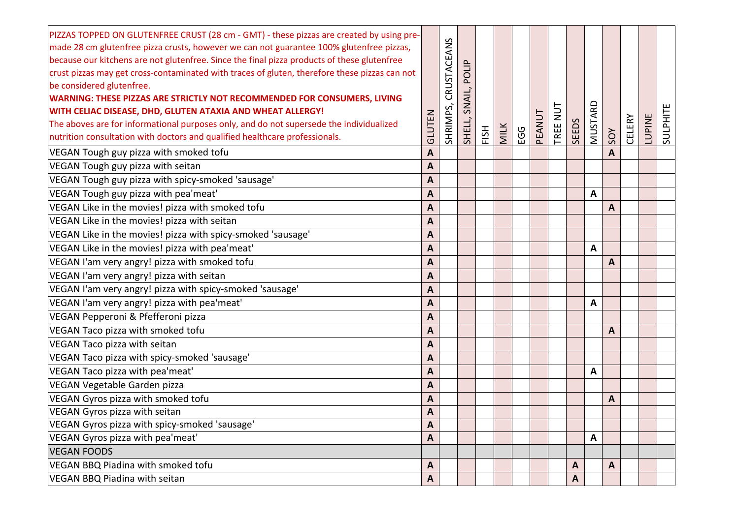| PIZZAS TOPPED ON GLUTENFREE CRUST (28 cm - GMT) - these pizzas are created by using pre-made 28 cm glutenfree pizza crusts, however we can not guarantee 100% glutenfree pizzas, because our kitchens are not glutenfree. Since the final pizza products of these glutenfree crust pizzas may get cross-contaminated with traces of gluten, therefore these pizzas can not be considered glutenfree. **WARNING: THESE PIZZAS ARE STRICTLY NOT RECOMMENDED FOR CONSUMERS, LIVING WITH CELIAC DISEASE, DHD, GLUTEN ATAXIA AND WHEAT ALLERGY!** The aboves are for informational purposes only, and do not supersede the individualized nutrition consultation with doctors and qualified healthcare professionals. | GLUTEN | SHRIMPS, CRUSTACEANS | SHELL, SNAIL, POLIP | FISH | MILK | EGG | PEANUT | TREE NUT | SEEDS | MUSTARD | SOY | CELERY | LUPINE | SULPHITE |
|---|---|---|---|---|---|---|---|---|---|---|---|---|---|---|
| VEGAN Tough guy pizza with smoked tofu | A | | | | | | | | | | A | | | |
| VEGAN Tough guy pizza with seitan | A | | | | | | | | | | | | | |
| VEGAN Tough guy pizza with spicy-smoked 'sausage' | A | | | | | | | | | | | | | |
| VEGAN Tough guy pizza with pea'meat' | A | | | | | | | | | A | | | | |
| VEGAN Like in the movies! pizza with smoked tofu | A | | | | | | | | | | A | | | |
| VEGAN Like in the movies! pizza with seitan | A | | | | | | | | | | | | | |
| VEGAN Like in the movies! pizza with spicy-smoked 'sausage' | A | | | | | | | | | | | | | |
| VEGAN Like in the movies! pizza with pea'meat' | A | | | | | | | | | A | | | | |
| VEGAN I'am very angry! pizza with smoked tofu | A | | | | | | | | | | A | | | |
| VEGAN I'am very angry! pizza with seitan | A | | | | | | | | | | | | | |
| VEGAN I'am very angry! pizza with spicy-smoked 'sausage' | A | | | | | | | | | | | | | |
| VEGAN I'am very angry! pizza with pea'meat' | A | | | | | | | | | A | | | | |
| VEGAN Pepperoni & Pfefferoni pizza | A | | | | | | | | | | | | | |
| VEGAN Taco pizza with smoked tofu | A | | | | | | | | | | A | | | |
| VEGAN Taco pizza with seitan | A | | | | | | | | | | | | | |
| VEGAN Taco pizza with spicy-smoked 'sausage' | A | | | | | | | | | | | | | |
| VEGAN Taco pizza with pea'meat' | A | | | | | | | | | A | | | | |
| VEGAN Vegetable Garden pizza | A | | | | | | | | | | | | | |
| VEGAN Gyros pizza with smoked tofu | A | | | | | | | | | | A | | | |
| VEGAN Gyros pizza with seitan | A | | | | | | | | | | | | | |
| VEGAN Gyros pizza with spicy-smoked 'sausage' | A | | | | | | | | | | | | | |
| VEGAN Gyros pizza with pea'meat' | A | | | | | | | | | A | | | | |
| VEGAN FOODS | | | | | | | | | | | | | | |
| VEGAN BBQ Piadina with smoked tofu | A | | | | | | | | A | | A | | | |
| VEGAN BBQ Piadina with seitan | A | | | | | | | | A | | | | | |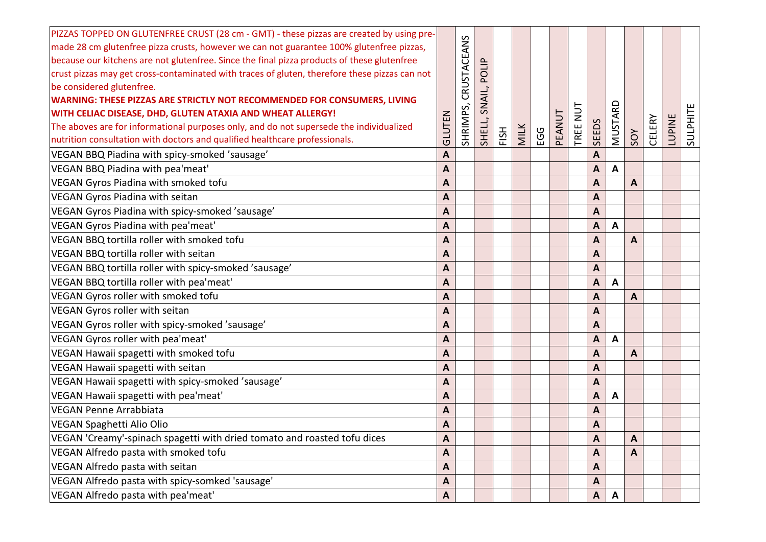| PIZZAS TOPPED ON GLUTENFREE CRUST (28 cm - GMT) - these pizzas are created by using pre-made 28 cm glutenfree pizza crusts, however we can not guarantee 100% glutenfree pizzas, because our kitchens are not glutenfree. Since the final pizza products of these glutenfree crust pizzas may get cross-contaminated with traces of gluten, therefore these pizzas can not be considered glutenfree. **WARNING: THESE PIZZAS ARE STRICTLY NOT RECOMMENDED FOR CONSUMERS, LIVING WITH CELIAC DISEASE, DHD, GLUTEN ATAXIA AND WHEAT ALLERGY!** The aboves are for informational purposes only, and do not supersede the individualized nutrition consultation with doctors and qualified healthcare professionals. | GLUTEN | SHRIMPS, CRUSTACEANS | SHELL, SNAIL, POLIP | FISH | MILK | EGG | PEANUT | TREE NUT | SEEDS | MUSTARD | SOY | CELERY | LUPINE | SULPHITE |
|---|---|---|---|---|---|---|---|---|---|---|---|---|---|---|
| VEGAN BBQ Piadina with spicy-smoked 'sausage' | A | | | | | | | | A | | | | | |
| VEGAN BBQ Piadina with pea'meat' | A | | | | | | | | A | A | | | | |
| VEGAN Gyros Piadina with smoked tofu | A | | | | | | | | A | | A | | | |
| VEGAN Gyros Piadina with seitan | A | | | | | | | | A | | | | | |
| VEGAN Gyros Piadina with spicy-smoked 'sausage' | A | | | | | | | | A | | | | | |
| VEGAN Gyros Piadina with pea'meat' | A | | | | | | | | A | A | | | | |
| VEGAN BBQ tortilla roller with smoked tofu | A | | | | | | | | A | | A | | | |
| VEGAN BBQ tortilla roller with seitan | A | | | | | | | | A | | | | | |
| VEGAN BBQ tortilla roller with spicy-smoked 'sausage' | A | | | | | | | | A | | | | | |
| VEGAN BBQ tortilla roller with pea'meat' | A | | | | | | | | A | A | | | | |
| VEGAN Gyros roller with smoked tofu | A | | | | | | | | A | | A | | | |
| VEGAN Gyros roller with seitan | A | | | | | | | | A | | | | | |
| VEGAN Gyros roller with spicy-smoked 'sausage' | A | | | | | | | | A | | | | | |
| VEGAN Gyros roller with pea'meat' | A | | | | | | | | A | A | | | | |
| VEGAN Hawaii spagetti with smoked tofu | A | | | | | | | | A | | A | | | |
| VEGAN Hawaii spagetti with seitan | A | | | | | | | | A | | | | | |
| VEGAN Hawaii spagetti with spicy-smoked 'sausage' | A | | | | | | | | A | | | | | |
| VEGAN Hawaii spagetti with pea'meat' | A | | | | | | | | A | A | | | | |
| VEGAN Penne Arrabbiata | A | | | | | | | | A | | | | | |
| VEGAN Spaghetti Alio Olio | A | | | | | | | | A | | | | | |
| VEGAN 'Creamy'-spinach spagetti with dried tomato and roasted tofu dices | A | | | | | | | | A | | A | | | |
| VEGAN Alfredo pasta with smoked tofu | A | | | | | | | | A | | A | | | |
| VEGAN Alfredo pasta with seitan | A | | | | | | | | A | | | | | |
| VEGAN Alfredo pasta with spicy-somked 'sausage' | A | | | | | | | | A | | | | | |
| VEGAN Alfredo pasta with pea'meat' | A | | | | | | | | A | A | | | | |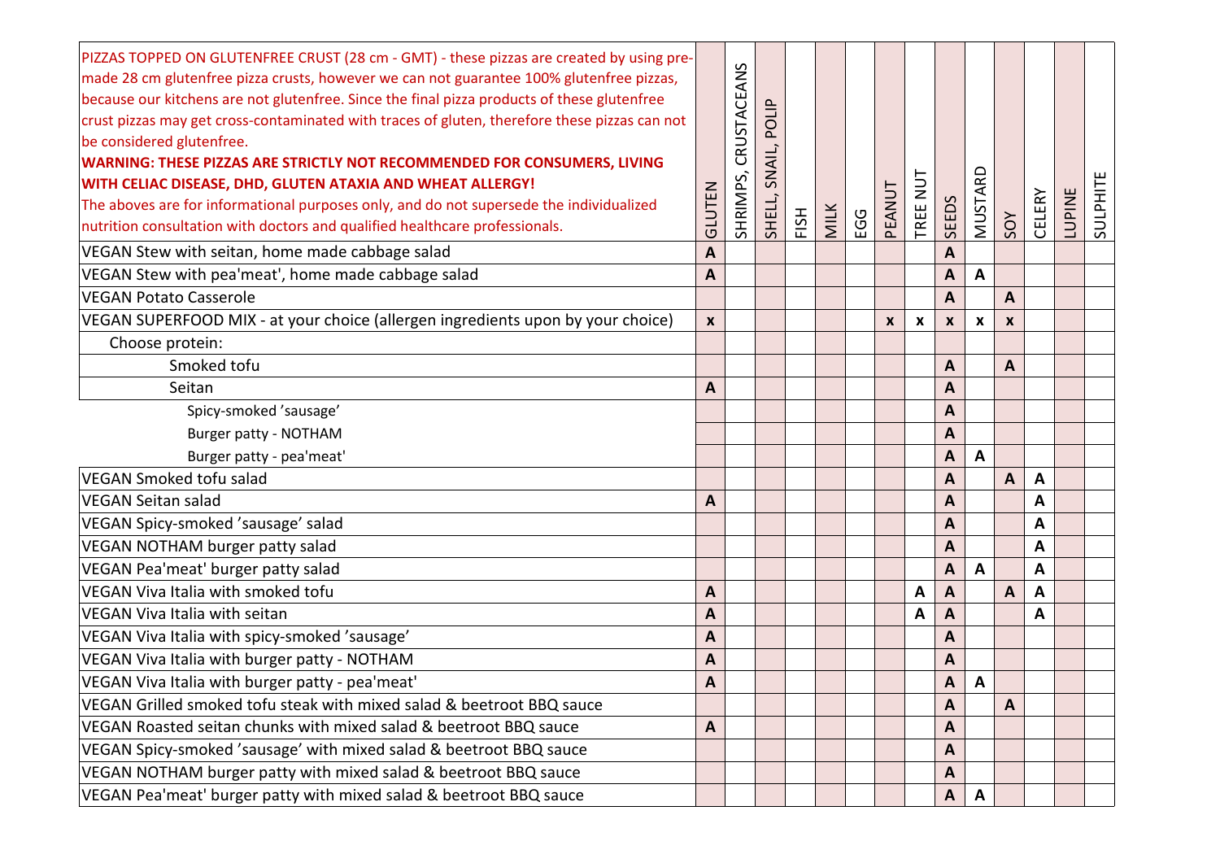| PIZZAS TOPPED ON GLUTENFREE CRUST (28 cm - GMT) - these pizzas are created by using pre-made 28 cm glutenfree pizza crusts, however we can not guarantee 100% glutenfree pizzas, because our kitchens are not glutenfree. Since the final pizza products of these glutenfree crust pizzas may get cross-contaminated with traces of gluten, therefore these pizzas can not be considered glutenfree. **WARNING: THESE PIZZAS ARE STRICTLY NOT RECOMMENDED FOR CONSUMERS, LIVING WITH CELIAC DISEASE, DHD, GLUTEN ATAXIA AND WHEAT ALLERGY!** The aboves are for informational purposes only, and do not supersede the individualized nutrition consultation with doctors and qualified healthcare professionals. | GLUTEN | SHRIMPS, CRUSTACEANS | SHELL, SNAIL, POLIP | FISH | MILK | EGG | PEANUT | TREE NUT | SEEDS | MUSTARD | SOY | CELERY | LUPINE | SULPHITE |
|---|---|---|---|---|---|---|---|---|---|---|---|---|---|---|
| VEGAN Stew with seitan, home made cabbage salad | A | | | | | | | | A | | | | | |
| VEGAN Stew with pea'meat', home made cabbage salad | A | | | | | | | | A | A | | | | |
| VEGAN Potato Casserole | | | | | | | | | A | | A | | | |
| VEGAN SUPERFOOD MIX - at your choice (allergen ingredients upon by your choice) | x | | | | | | x | x | x | x | x | | | |
| Choose protein: | | | | | | | | | | | | | | |
| Smoked tofu | | | | | | | | | A | | A | | | |
| Seitan | A | | | | | | | | A | | | | | |
| Spicy-smoked 'sausage' | | | | | | | | | A | | | | | |
| Burger patty - NOTHAM | | | | | | | | | A | | | | | |
| Burger patty - pea'meat' | | | | | | | | | A | A | | | | |
| VEGAN Smoked tofu salad | | | | | | | | | A | | A | A | | |
| VEGAN Seitan salad | A | | | | | | | | A | | | A | | |
| VEGAN Spicy-smoked 'sausage' salad | | | | | | | | | A | | | A | | |
| VEGAN NOTHAM burger patty salad | | | | | | | | | A | | | A | | |
| VEGAN Pea'meat' burger patty salad | | | | | | | | | A | A | | A | | |
| VEGAN Viva Italia with smoked tofu | A | | | | | | | A | A | | A | A | | |
| VEGAN Viva Italia with seitan | A | | | | | | | A | A | | | A | | |
| VEGAN Viva Italia with spicy-smoked 'sausage' | A | | | | | | | | A | | | | | |
| VEGAN Viva Italia with burger patty - NOTHAM | A | | | | | | | | A | | | | | |
| VEGAN Viva Italia with burger patty - pea'meat' | A | | | | | | | | A | A | | | | |
| VEGAN Grilled smoked tofu steak with mixed salad & beetroot BBQ sauce | | | | | | | | | A | | A | | | |
| VEGAN Roasted seitan chunks with mixed salad & beetroot BBQ sauce | A | | | | | | | | A | | | | | |
| VEGAN Spicy-smoked 'sausage' with mixed salad & beetroot BBQ sauce | | | | | | | | | A | | | | | |
| VEGAN NOTHAM burger patty with mixed salad & beetroot BBQ sauce | | | | | | | | | A | | | | | |
| VEGAN Pea'meat' burger patty with mixed salad & beetroot BBQ sauce | | | | | | | | | A | A | | | | |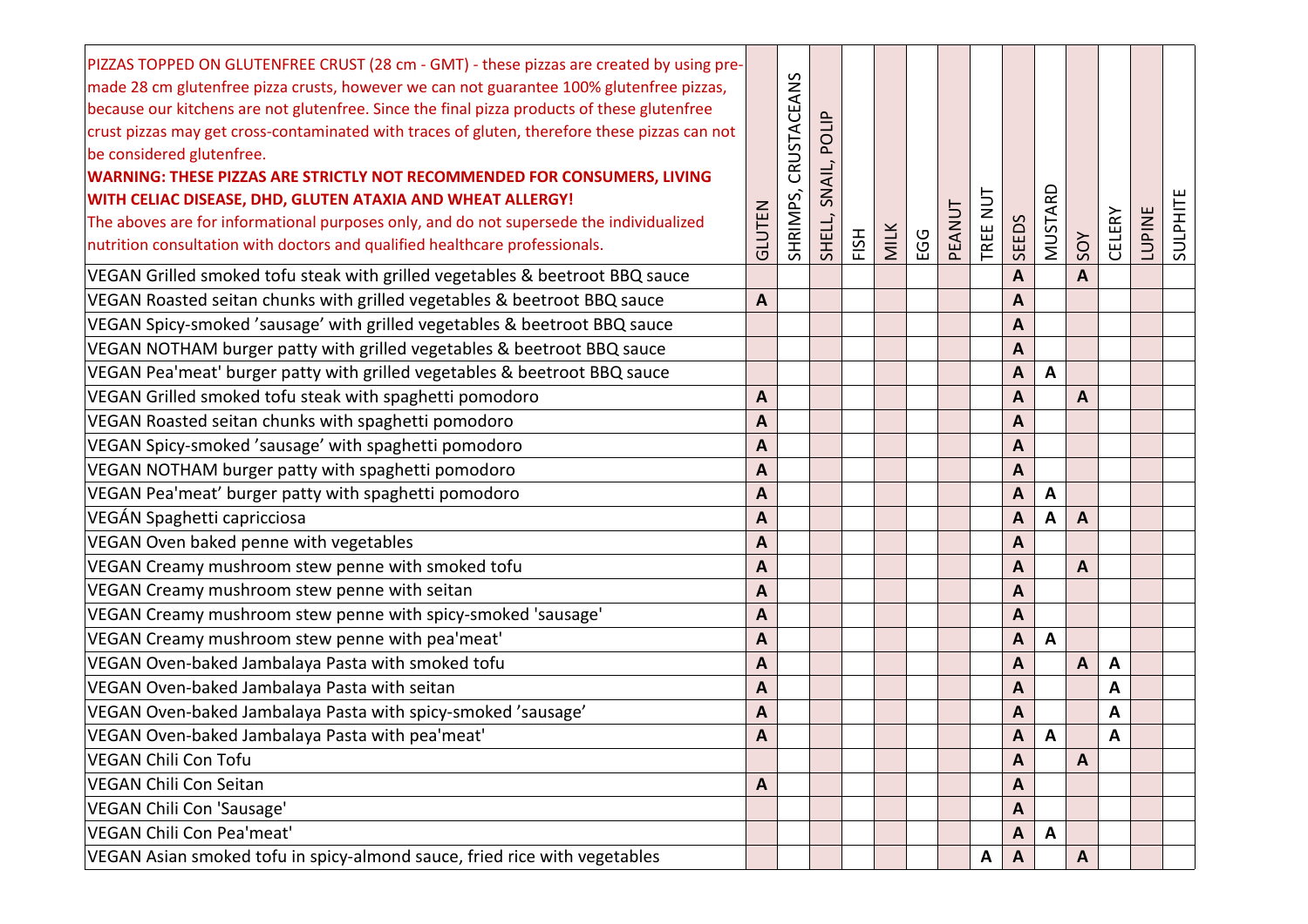| PIZZAS TOPPED ON GLUTENFREE CRUST (28 cm - GMT) - these pizzas are created by using pre-made 28 cm glutenfree pizza crusts, however we can not guarantee 100% glutenfree pizzas, because our kitchens are not glutenfree. Since the final pizza products of these glutenfree crust pizzas may get cross-contaminated with traces of gluten, therefore these pizzas can not be considered glutenfree. **WARNING: THESE PIZZAS ARE STRICTLY NOT RECOMMENDED FOR CONSUMERS, LIVING WITH CELIAC DISEASE, DHD, GLUTEN ATAXIA AND WHEAT ALLERGY!** The aboves are for informational purposes only, and do not supersede the individualized nutrition consultation with doctors and qualified healthcare professionals. | GLUTEN | SHRIMPS, CRUSTACEANS | SHELL, SNAIL, POLIP | FISH | MILK | EGG | PEANUT | TREE NUT | SEEDS | MUSTARD | SOY | CELERY | LUPINE | SULPHITE |
|---|---|---|---|---|---|---|---|---|---|---|---|---|---|---|
| VEGAN Grilled smoked tofu steak with grilled vegetables & beetroot BBQ sauce | | | | | | | | | A | | A | | | |
| VEGAN Roasted seitan chunks with grilled vegetables & beetroot BBQ sauce | A | | | | | | | | A | | | | | |
| VEGAN Spicy-smoked 'sausage' with grilled vegetables & beetroot BBQ sauce | | | | | | | | | A | | | | | |
| VEGAN NOTHAM burger patty with grilled vegetables & beetroot BBQ sauce | | | | | | | | | A | | | | | |
| VEGAN Pea'meat' burger patty with grilled vegetables & beetroot BBQ sauce | | | | | | | | | A | A | | | | |
| VEGAN Grilled smoked tofu steak with spaghetti pomodoro | A | | | | | | | | A | | A | | | |
| VEGAN Roasted seitan chunks with spaghetti pomodoro | A | | | | | | | | A | | | | | |
| VEGAN Spicy-smoked 'sausage' with spaghetti pomodoro | A | | | | | | | | A | | | | | |
| VEGAN NOTHAM burger patty with spaghetti pomodoro | A | | | | | | | | A | | | | | |
| VEGAN Pea'meat' burger patty with spaghetti pomodoro | A | | | | | | | | A | A | | | | |
| VEGÁN Spaghetti capricciosa | A | | | | | | | | A | A | A | | | |
| VEGAN Oven baked penne with vegetables | A | | | | | | | | A | | | | | |
| VEGAN Creamy mushroom stew penne with smoked tofu | A | | | | | | | | A | | A | | | |
| VEGAN Creamy mushroom stew penne with seitan | A | | | | | | | | A | | | | | |
| VEGAN Creamy mushroom stew penne with spicy-smoked 'sausage' | A | | | | | | | | A | | | | | |
| VEGAN Creamy mushroom stew penne with pea'meat' | A | | | | | | | | A | A | | | | |
| VEGAN Oven-baked Jambalaya Pasta with smoked tofu | A | | | | | | | | A | | A | A | | |
| VEGAN Oven-baked Jambalaya Pasta with seitan | A | | | | | | | | A | | | A | | |
| VEGAN Oven-baked Jambalaya Pasta with spicy-smoked 'sausage' | A | | | | | | | | A | | | A | | |
| VEGAN Oven-baked Jambalaya Pasta with pea'meat' | A | | | | | | | | A | A | | A | | |
| VEGAN Chili Con Tofu | | | | | | | | | A | | A | | | |
| VEGAN Chili Con Seitan | A | | | | | | | | A | | | | | |
| VEGAN Chili Con 'Sausage' | | | | | | | | | A | | | | | |
| VEGAN Chili Con Pea'meat' | | | | | | | | | A | A | | | | |
| VEGAN Asian smoked tofu in spicy-almond sauce, fried rice with vegetables | | | | | | | | A | A | | A | | | |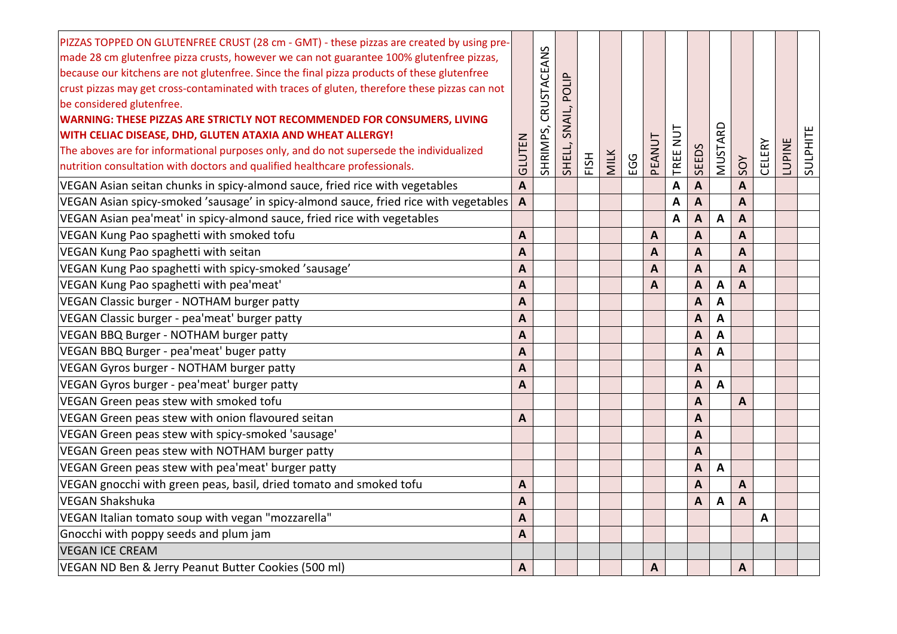| PIZZAS TOPPED ON GLUTENFREE CRUST (28 cm - GMT) - these pizzas are created by using pre-made 28 cm glutenfree pizza crusts, however we can not guarantee 100% glutenfree pizzas, because our kitchens are not glutenfree. Since the final pizza products of these glutenfree crust pizzas may get cross-contaminated with traces of gluten, therefore these pizzas can not be considered glutenfree. **WARNING: THESE PIZZAS ARE STRICTLY NOT RECOMMENDED FOR CONSUMERS, LIVING WITH CELIAC DISEASE, DHD, GLUTEN ATAXIA AND WHEAT ALLERGY!** The aboves are for informational purposes only, and do not supersede the individualized nutrition consultation with doctors and qualified healthcare professionals. | GLUTEN | SHRIMPS, CRUSTACEANS | SHELL, SNAIL, POLIP | FISH | MILK | EGG | PEANUT | TREE NUT | SEEDS | MUSTARD | SOY | CELERY | LUPINE | SULPHITE |
|---|---|---|---|---|---|---|---|---|---|---|---|---|---|---|
| VEGAN Asian seitan chunks in spicy-almond sauce, fried rice with vegetables | A | | | | | | | A | A | | A | | | |
| VEGAN Asian spicy-smoked 'sausage' in spicy-almond sauce, fried rice with vegetables | A | | | | | | | A | A | | A | | | |
| VEGAN Asian pea'meat' in spicy-almond sauce, fried rice with vegetables | | | | | | | | A | A | A | A | | | |
| VEGAN Kung Pao spaghetti with smoked tofu | A | | | | | | A | | A | | A | | | |
| VEGAN Kung Pao spaghetti with seitan | A | | | | | | A | | A | | A | | | |
| VEGAN Kung Pao spaghetti with spicy-smoked 'sausage' | A | | | | | | A | | A | | A | | | |
| VEGAN Kung Pao spaghetti with pea'meat' | A | | | | | | A | | A | A | A | | | |
| VEGAN Classic burger - NOTHAM burger patty | A | | | | | | | | A | A | | | | |
| VEGAN Classic burger - pea'meat' burger patty | A | | | | | | | | A | A | | | | |
| VEGAN BBQ Burger - NOTHAM burger patty | A | | | | | | | | A | A | | | | |
| VEGAN BBQ Burger - pea'meat' buger patty | A | | | | | | | | A | A | | | | |
| VEGAN Gyros burger - NOTHAM burger patty | A | | | | | | | | A | | | | | |
| VEGAN Gyros burger - pea'meat' burger patty | A | | | | | | | | A | A | | | | |
| VEGAN Green peas stew with smoked tofu | | | | | | | | | A | | A | | | |
| VEGAN Green peas stew with onion flavoured seitan | A | | | | | | | | A | | | | | |
| VEGAN Green peas stew with spicy-smoked 'sausage' | | | | | | | | | A | | | | | |
| VEGAN Green peas stew with NOTHAM burger patty | | | | | | | | | A | | | | | |
| VEGAN Green peas stew with pea'meat' burger patty | | | | | | | | | A | A | | | | |
| VEGAN gnocchi with green peas, basil, dried tomato and smoked tofu | A | | | | | | | | A | | A | | | |
| VEGAN Shakshuka | A | | | | | | | | A | A | A | | | |
| VEGAN Italian tomato soup with vegan "mozzarella" | A | | | | | | | | | | | A | | |
| Gnocchi with poppy seeds and plum jam | A | | | | | | | | | | | | | |
| VEGAN ICE CREAM | | | | | | | | | | | | | | |
| VEGAN ND Ben & Jerry Peanut Butter Cookies (500 ml) | A | | | | | | A | | | | A | | | |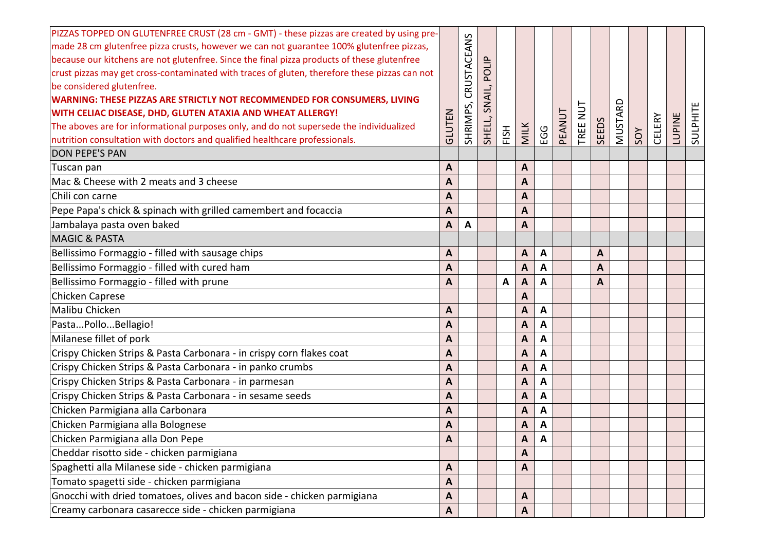| PIZZAS TOPPED ON GLUTENFREE CRUST (28 cm - GMT) - these pizzas are created by using pre-made 28 cm glutenfree pizza crusts, however we can not guarantee 100% glutenfree pizzas, because our kitchens are not glutenfree. Since the final pizza products of these glutenfree crust pizzas may get cross-contaminated with traces of gluten, therefore these pizzas can not be considered glutenfree. **WARNING: THESE PIZZAS ARE STRICTLY NOT RECOMMENDED FOR CONSUMERS, LIVING WITH CELIAC DISEASE, DHD, GLUTEN ATAXIA AND WHEAT ALLERGY!** The aboves are for informational purposes only, and do not supersede the individualized nutrition consultation with doctors and qualified healthcare professionals. | GLUTEN | SHRIMPS, CRUSTACEANS | SHELL, SNAIL, POLIP | FISH | MILK | EGG | PEANUT | TREE NUT | SEEDS | MUSTARD | SOY | CELERY | LUPINE | SULPHITE |
|---|---|---|---|---|---|---|---|---|---|---|---|---|---|---|
| DON PEPE'S PAN | | | | | | | | | | | | | | |
| Tuscan pan | A | | | | A | | | | | | | | | |
| Mac & Cheese with 2 meats and 3 cheese | A | | | | A | | | | | | | | | |
| Chili con carne | A | | | | A | | | | | | | | | |
| Pepe Papa's chick & spinach with grilled camembert and focaccia | A | | | | A | | | | | | | | | |
| Jambalaya pasta oven baked | A | A | | | A | | | | | | | | | |
| MAGIC & PASTA | | | | | | | | | | | | | | |
| Bellissimo Formaggio - filled with sausage chips | A | | | | A | A | | | A | | | | | |
| Bellissimo Formaggio - filled with cured ham | A | | | | A | A | | | A | | | | | |
| Bellissimo Formaggio - filled with prune | A | | | A | A | A | | | A | | | | | |
| Chicken Caprese | | | | | A | | | | | | | | | |
| Malibu Chicken | A | | | | A | A | | | | | | | | |
| Pasta...Pollo...Bellagio! | A | | | | A | A | | | | | | | | |
| Milanese fillet of pork | A | | | | A | A | | | | | | | | |
| Crispy Chicken Strips & Pasta Carbonara - in crispy corn flakes coat | A | | | | A | A | | | | | | | | |
| Crispy Chicken Strips & Pasta Carbonara - in panko crumbs | A | | | | A | A | | | | | | | | |
| Crispy Chicken Strips & Pasta Carbonara - in parmesan | A | | | | A | A | | | | | | | | |
| Crispy Chicken Strips & Pasta Carbonara - in sesame seeds | A | | | | A | A | | | | | | | | |
| Chicken Parmigiana alla Carbonara | A | | | | A | A | | | | | | | | |
| Chicken Parmigiana alla Bolognese | A | | | | A | A | | | | | | | | |
| Chicken Parmigiana alla Don Pepe | A | | | | A | A | | | | | | | | |
| Cheddar risotto side - chicken parmigiana | | | | | A | | | | | | | | | |
| Spaghetti alla Milanese side - chicken parmigiana | A | | | | A | | | | | | | | | |
| Tomato spagetti side - chicken parmigiana | A | | | | | | | | | | | | | |
| Gnocchi with dried tomatoes, olives and bacon side - chicken parmigiana | A | | | | A | | | | | | | | | |
| Creamy carbonara casarecce side - chicken parmigiana | A | | | | A | | | | | | | | | |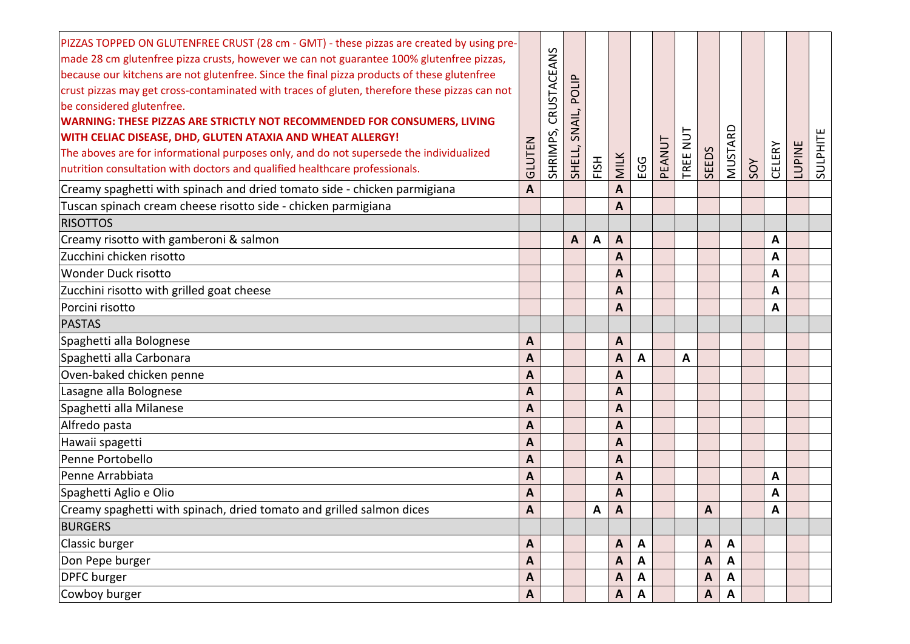| PIZZAS TOPPED ON GLUTENFREE CRUST (28 cm - GMT) - these pizzas are created by using pre-made 28 cm glutenfree pizza crusts, however we can not guarantee 100% glutenfree pizzas, because our kitchens are not glutenfree. Since the final pizza products of these glutenfree crust pizzas may get cross-contaminated with traces of gluten, therefore these pizzas can not be considered glutenfree. **WARNING: THESE PIZZAS ARE STRICTLY NOT RECOMMENDED FOR CONSUMERS, LIVING WITH CELIAC DISEASE, DHD, GLUTEN ATAXIA AND WHEAT ALLERGY!** The aboves are for informational purposes only, and do not supersede the individualized nutrition consultation with doctors and qualified healthcare professionals. | GLUTEN | SHRIMPS, CRUSTACEANS | SHELL, SNAIL, POLIP | FISH | MILK | EGG | PEANUT | TREE NUT | SEEDS | MUSTARD | SOY | CELERY | LUPINE | SULPHITE |
|---|---|---|---|---|---|---|---|---|---|---|---|---|---|---|
| Creamy spaghetti with spinach and dried tomato side - chicken parmigiana | A | | | | A | | | | | | | | | |
| Tuscan spinach cream cheese risotto side - chicken parmigiana | | | | | A | | | | | | | | | |
| RISOTTOS | | | | | | | | | | | | | | |
| Creamy risotto with gamberoni & salmon | | | A | A | A | | | | | | | A | | |
| Zucchini chicken risotto | | | | | A | | | | | | | A | | |
| Wonder Duck risotto | | | | | A | | | | | | | A | | |
| Zucchini risotto with grilled goat cheese | | | | | A | | | | | | | A | | |
| Porcini risotto | | | | | A | | | | | | | A | | |
| PASTAS | | | | | | | | | | | | | | |
| Spaghetti alla Bolognese | A | | | | A | | | | | | | | | |
| Spaghetti alla Carbonara | A | | | | A | A | | A | | | | | | |
| Oven-baked chicken penne | A | | | | A | | | | | | | | | |
| Lasagne alla Bolognese | A | | | | A | | | | | | | | | |
| Spaghetti alla Milanese | A | | | | A | | | | | | | | | |
| Alfredo pasta | A | | | | A | | | | | | | | | |
| Hawaii spagetti | A | | | | A | | | | | | | | | |
| Penne Portobello | A | | | | A | | | | | | | | | |
| Penne Arrabbiata | A | | | | A | | | | | | | A | | |
| Spaghetti Aglio e Olio | A | | | | A | | | | | | | A | | |
| Creamy spaghetti with spinach, dried tomato and grilled salmon dices | A | | | A | A | | | | A | | | A | | |
| BURGERS | | | | | | | | | | | | | | |
| Classic burger | A | | | | A | A | | | A | A | | | | |
| Don Pepe burger | A | | | | A | A | | | A | A | | | | |
| DPFC burger | A | | | | A | A | | | A | A | | | | |
| Cowboy burger | A | | | | A | A | | | A | A | | | | |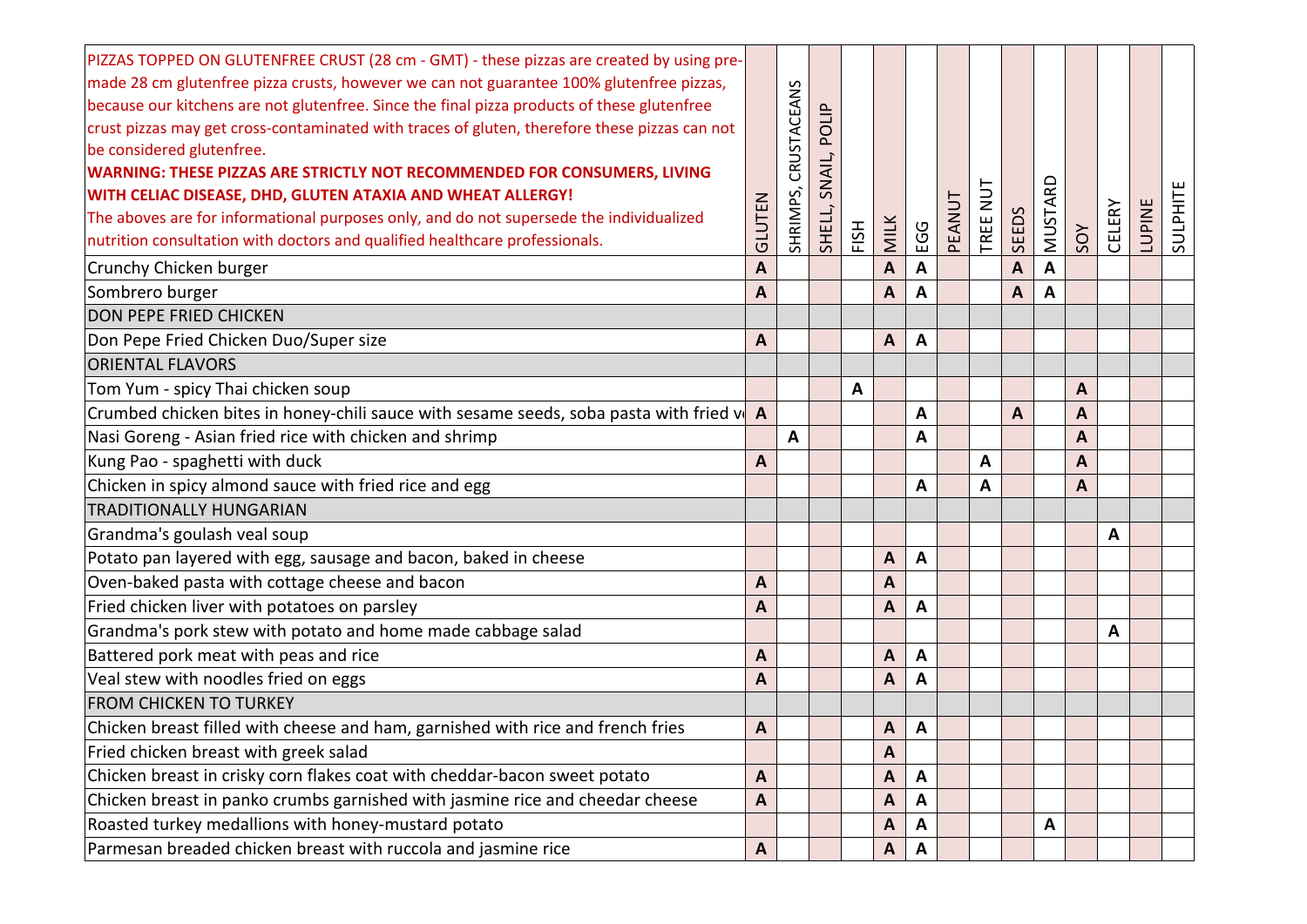| PIZZAS TOPPED ON GLUTENFREE CRUST (28 cm - GMT) - these pizzas are created by using pre-made 28 cm glutenfree pizza crusts, however we can not guarantee 100% glutenfree pizzas, because our kitchens are not glutenfree. Since the final pizza products of these glutenfree crust pizzas may get cross-contaminated with traces of gluten, therefore these pizzas can not be considered glutenfree. **WARNING: THESE PIZZAS ARE STRICTLY NOT RECOMMENDED FOR CONSUMERS, LIVING WITH CELIAC DISEASE, DHD, GLUTEN ATAXIA AND WHEAT ALLERGY!** The aboves are for informational purposes only, and do not supersede the individualized nutrition consultation with doctors and qualified healthcare professionals. | GLUTEN | SHRIMPS, CRUSTACEANS | SHELL, SNAIL, POLIP | FISH | MILK | EGG | PEANUT | TREE NUT | SEEDS | MUSTARD | SOY | CELERY | LUPINE | SULPHITE |
|---|---|---|---|---|---|---|---|---|---|---|---|---|---|---|
| Crunchy Chicken burger | A | | | | A | A | | | A | A | | | | |
| Sombrero burger | A | | | | A | A | | | A | A | | | | |
| DON PEPE FRIED CHICKEN | | | | | | | | | | | | | | |
| Don Pepe Fried Chicken Duo/Super size | A | | | | A | A | | | | | | | | |
| ORIENTAL FLAVORS | | | | | | | | | | | | | | |
| Tom Yum - spicy Thai chicken soup | | | | A | | | | | | | A | | | |
| Crumbed chicken bites in honey-chili sauce with sesame seeds, soba pasta with fried v | A | | | | | A | | | A | | A | | | |
| Nasi Goreng - Asian fried rice with chicken and shrimp | | A | | | | A | | | | | A | | | |
| Kung Pao - spaghetti with duck | A | | | | | | | A | | | A | | | |
| Chicken in spicy almond sauce with fried rice and egg | | | | | | A | | A | | | A | | | |
| TRADITIONALLY HUNGARIAN | | | | | | | | | | | | | | |
| Grandma's goulash veal soup | | | | | | | | | | | | A | | |
| Potato pan layered with egg, sausage and bacon, baked in cheese | | | | | A | A | | | | | | | | |
| Oven-baked pasta with cottage cheese and bacon | A | | | | A | | | | | | | | | |
| Fried chicken liver with potatoes on parsley | A | | | | A | A | | | | | | | | |
| Grandma's pork stew with potato and home made cabbage salad | | | | | | | | | | | | A | | |
| Battered pork meat with peas and rice | A | | | | A | A | | | | | | | | |
| Veal stew with noodles fried on eggs | A | | | | A | A | | | | | | | | |
| FROM CHICKEN TO TURKEY | | | | | | | | | | | | | | |
| Chicken breast filled with cheese and ham, garnished with rice and french fries | A | | | | A | A | | | | | | | | |
| Fried chicken breast with greek salad | | | | | A | | | | | | | | | |
| Chicken breast in crisky corn flakes coat with cheddar-bacon sweet potato | A | | | | A | A | | | | | | | | |
| Chicken breast in panko crumbs garnished with jasmine rice and cheedar cheese | A | | | | A | A | | | | | | | | |
| Roasted turkey medallions with honey-mustard potato | | | | | A | A | | | | A | | | | |
| Parmesan breaded chicken breast with ruccola and jasmine rice | A | | | | A | A | | | | | | | | |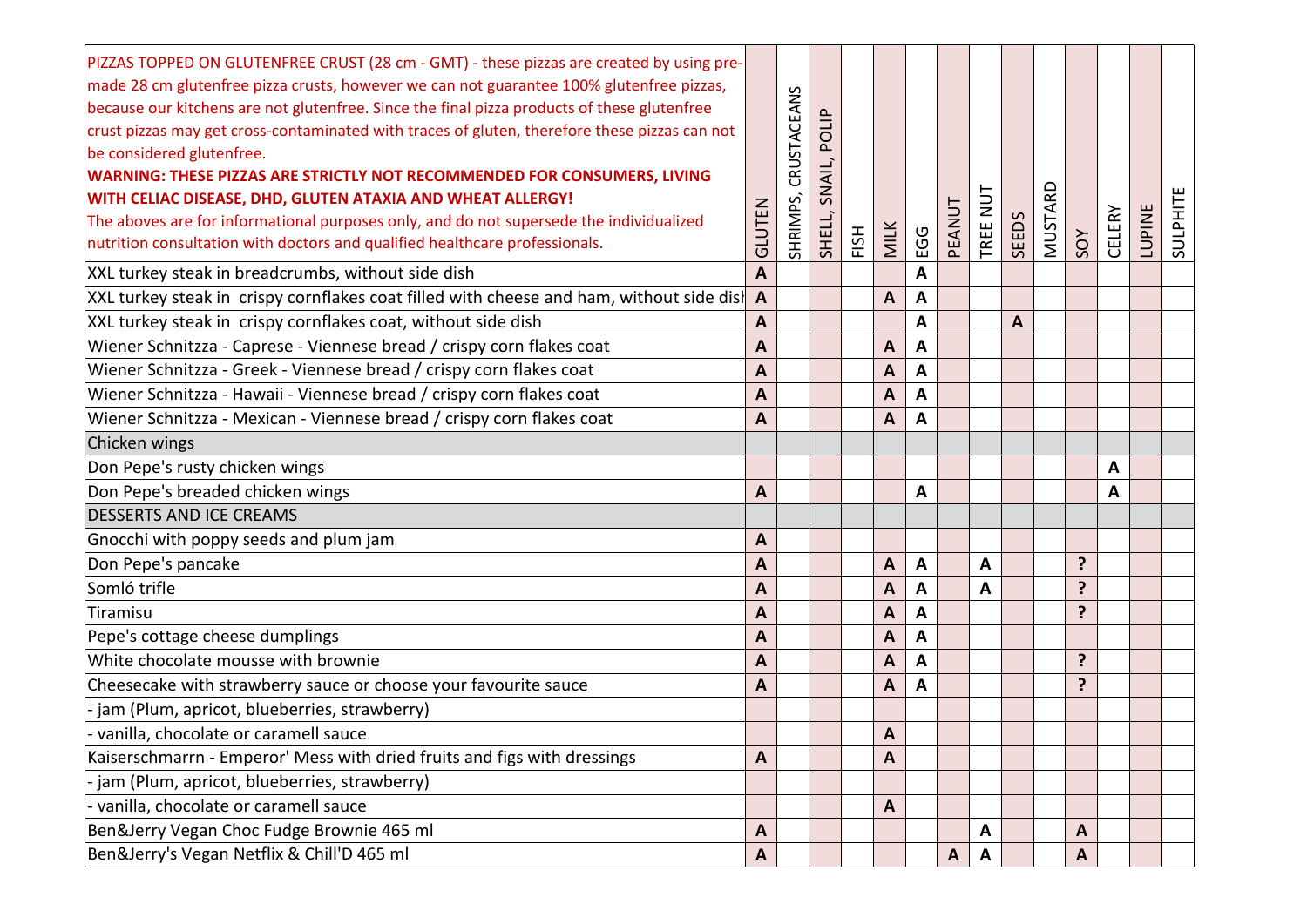| PIZZAS TOPPED ON GLUTENFREE CRUST (28 cm - GMT) - these pizzas are created by using pre-made 28 cm glutenfree pizza crusts, however we can not guarantee 100% glutenfree pizzas, because our kitchens are not glutenfree. Since the final pizza products of these glutenfree crust pizzas may get cross-contaminated with traces of gluten, therefore these pizzas can not be considered glutenfree. **WARNING: THESE PIZZAS ARE STRICTLY NOT RECOMMENDED FOR CONSUMERS, LIVING WITH CELIAC DISEASE, DHD, GLUTEN ATAXIA AND WHEAT ALLERGY!** The aboves are for informational purposes only, and do not supersede the individualized nutrition consultation with doctors and qualified healthcare professionals. | GLUTEN | SHRIMPS, CRUSTACEANS | SHELL, SNAIL, POLIP | FISH | MILK | EGG | PEANUT | TREE NUT | SEEDS | MUSTARD | SOY | CELERY | LUPINE | SULPHITE |
|---|---|---|---|---|---|---|---|---|---|---|---|---|---|---|
| XXL turkey steak in breadcrumbs, without side dish | A | | | | | A | | | | | | | | |
| XXL turkey steak in crispy cornflakes coat filled with cheese and ham, without side dish | A | | | | A | A | | | | | | | | |
| XXL turkey steak in crispy cornflakes coat, without side dish | A | | | | | A | | | A | | | | | |
| Wiener Schnitzza - Caprese - Viennese bread / crispy corn flakes coat | A | | | | A | A | | | | | | | | |
| Wiener Schnitzza - Greek - Viennese bread / crispy corn flakes coat | A | | | | A | A | | | | | | | | |
| Wiener Schnitzza - Hawaii - Viennese bread / crispy corn flakes coat | A | | | | A | A | | | | | | | | |
| Wiener Schnitzza - Mexican - Viennese bread / crispy corn flakes coat | A | | | | A | A | | | | | | | | |
| Chicken wings | | | | | | | | | | | | | | |
| Don Pepe's rusty chicken wings | | | | | | | | | | | | A | | |
| Don Pepe's breaded chicken wings | A | | | | | A | | | | | | A | | |
| DESSERTS AND ICE CREAMS | | | | | | | | | | | | | | |
| Gnocchi with poppy seeds and plum jam | A | | | | | | | | | | | | | |
| Don Pepe's pancake | A | | | | A | A | | A | | | ? | | | |
| Somló trifle | A | | | | A | A | | A | | | ? | | | |
| Tiramisu | A | | | | A | A | | | | | ? | | | |
| Pepe's cottage cheese dumplings | A | | | | A | A | | | | | | | | |
| White chocolate mousse with brownie | A | | | | A | A | | | | | ? | | | |
| Cheesecake with strawberry sauce or choose your favourite sauce | A | | | | A | A | | | | | ? | | | |
| - jam (Plum, apricot, blueberries, strawberry) | | | | | | | | | | | | | | |
| - vanilla, chocolate or caramell sauce | | | | | A | | | | | | | | | |
| Kaiserschmarrn - Emperor' Mess with dried fruits and figs with dressings | A | | | | A | | | | | | | | | |
| - jam (Plum, apricot, blueberries, strawberry) | | | | | | | | | | | | | | |
| - vanilla, chocolate or caramell sauce | | | | | A | | | | | | | | | |
| Ben&Jerry Vegan Choc Fudge Brownie 465 ml | A | | | | | | | A | | | A | | | |
| Ben&Jerry's Vegan Netflix & Chill'D 465 ml | A | | | | | | A | A | | | A | | | |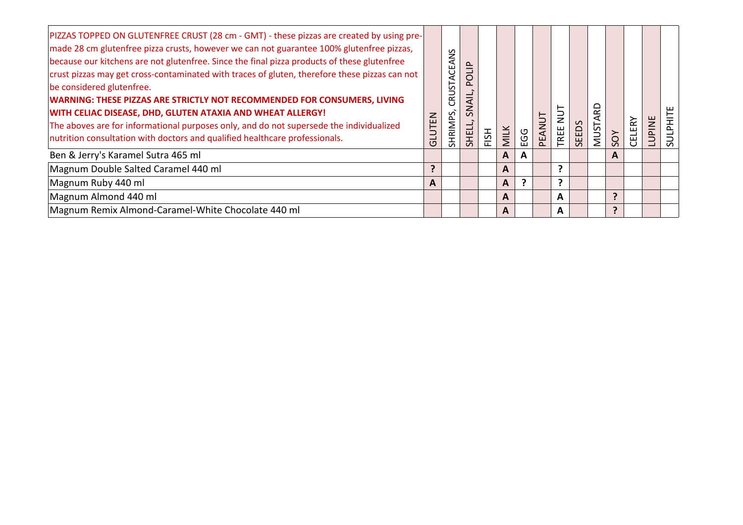| PIZZAS TOPPED ON GLUTENFREE CRUST (28 cm - GMT) - these pizzas are created by using pre-made 28 cm glutenfree pizza crusts, however we can not guarantee 100% glutenfree pizzas, because our kitchens are not glutenfree. Since the final pizza products of these glutenfree crust pizzas may get cross-contaminated with traces of gluten, therefore these pizzas can not be considered glutenfree. **WARNING: THESE PIZZAS ARE STRICTLY NOT RECOMMENDED FOR CONSUMERS, LIVING WITH CELIAC DISEASE, DHD, GLUTEN ATAXIA AND WHEAT ALLERGY!** The aboves are for informational purposes only, and do not supersede the individualized nutrition consultation with doctors and qualified healthcare professionals. | GLUTEN | SHRIMPS, CRUSTACEANS | SHELL, SNAIL, POLIP | FISH | MILK | EGG | PEANUT | TREE NUT | SEEDS | MUSTARD | SOY | CELERY | LUPINE | SULPHITE |
|---|---|---|---|---|---|---|---|---|---|---|---|---|---|---|
| Ben & Jerry's Karamel Sutra 465 ml | | | | | A | A | | | | | A | | | |
| Magnum Double Salted Caramel 440 ml | ? | | | | A | | | ? | | | | | | |
| Magnum Ruby 440 ml | A | | | | A | ? | | ? | | | | | | |
| Magnum Almond 440 ml | | | | | A | | | A | | | ? | | | |
| Magnum Remix Almond-Caramel-White Chocolate 440 ml | | | | | A | | | A | | | ? | | | |